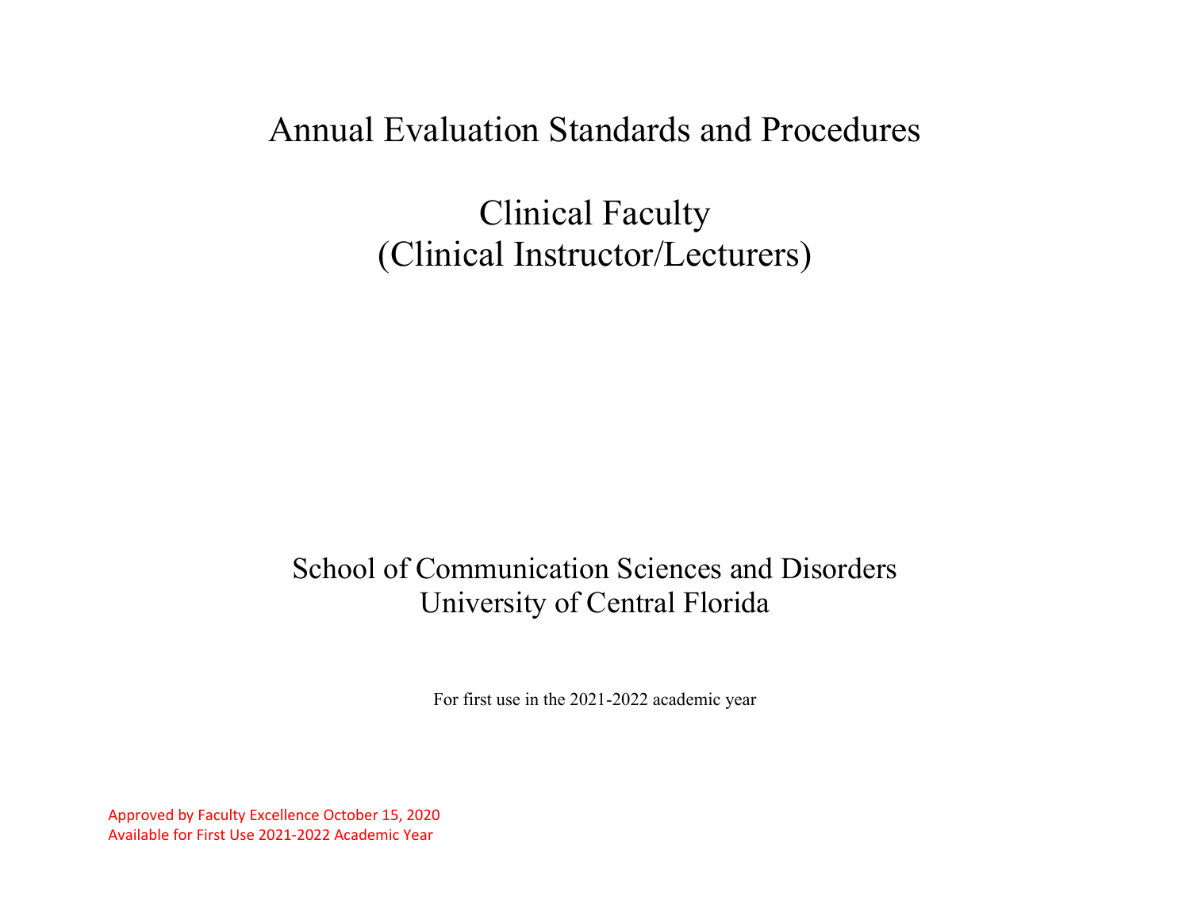# Annual Evaluation Standards and Procedures

## Clinical Faculty
## (Clinical Instructor/Lecturers)

School of Communication Sciences and Disorders
University of Central Florida

For first use in the 2021-2022 academic year

Approved by Faculty Excellence October 15, 2020
Available for First Use 2021-2022 Academic Year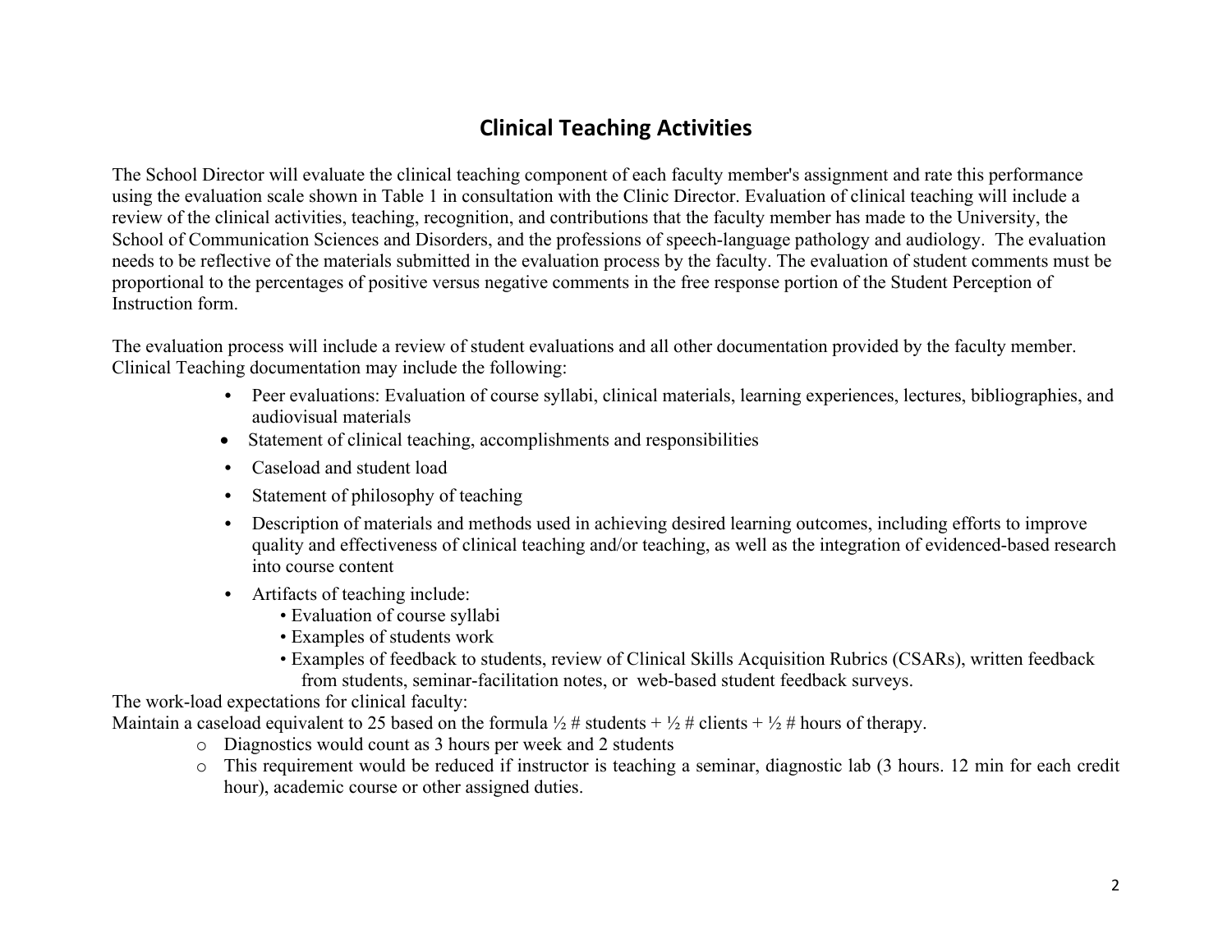# Clinical Teaching Activities

The School Director will evaluate the clinical teaching component of each faculty member's assignment and rate this performance using the evaluation scale shown in Table 1 in consultation with the Clinic Director. Evaluation of clinical teaching will include a review of the clinical activities, teaching, recognition, and contributions that the faculty member has made to the University, the School of Communication Sciences and Disorders, and the professions of speech-language pathology and audiology. The evaluation needs to be reflective of the materials submitted in the evaluation process by the faculty. The evaluation of student comments must be proportional to the percentages of positive versus negative comments in the free response portion of the Student Perception of Instruction form.

The evaluation process will include a review of student evaluations and all other documentation provided by the faculty member. Clinical Teaching documentation may include the following:

- Peer evaluations: Evaluation of course syllabi, clinical materials, learning experiences, lectures, bibliographies, and audiovisual materials
- Statement of clinical teaching, accomplishments and responsibilities
- Caseload and student load
- Statement of philosophy of teaching
- Description of materials and methods used in achieving desired learning outcomes, including efforts to improve quality and effectiveness of clinical teaching and/or teaching, as well as the integration of evidenced-based research into course content
- Artifacts of teaching include:
  - Evaluation of course syllabi
  - Examples of students work
  - Examples of feedback to students, review of Clinical Skills Acquisition Rubrics (CSARs), written feedback from students, seminar-facilitation notes, or web-based student feedback surveys.

The work-load expectations for clinical faculty:
Maintain a caseload equivalent to 25 based on the formula ½ # students + ½ # clients + ½ # hours of therapy.

- Diagnostics would count as 3 hours per week and 2 students
- This requirement would be reduced if instructor is teaching a seminar, diagnostic lab (3 hours. 12 min for each credit hour), academic course or other assigned duties.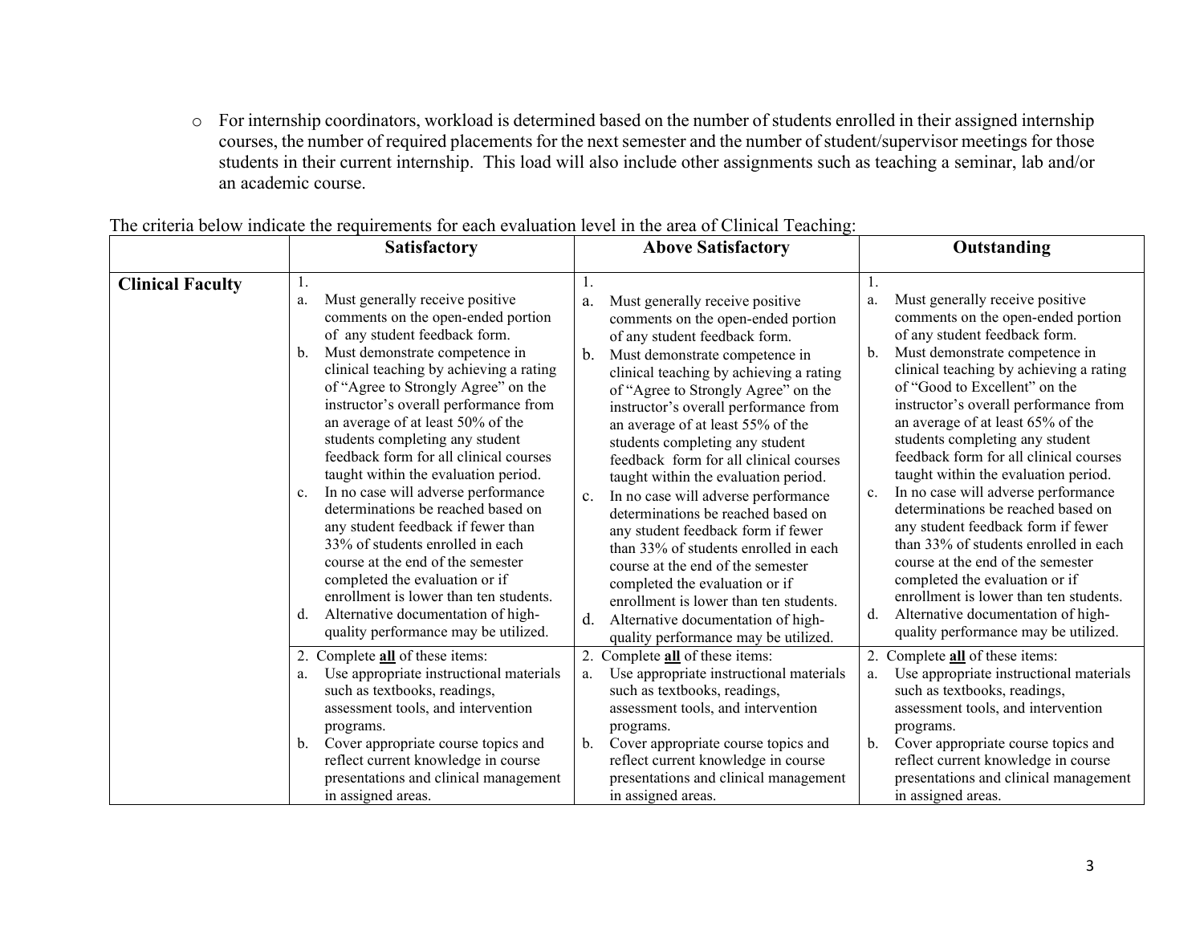- For internship coordinators, workload is determined based on the number of students enrolled in their assigned internship courses, the number of required placements for the next semester and the number of student/supervisor meetings for those students in their current internship. This load will also include other assignments such as teaching a seminar, lab and/or an academic course.

The criteria below indicate the requirements for each evaluation level in the area of Clinical Teaching:

| | Satisfactory | Above Satisfactory | Outstanding |
|---|---|---|---|
| **Clinical Faculty** | 1.<br>a. Must generally receive positive comments on the open-ended portion of any student feedback form.<br>b. Must demonstrate competence in clinical teaching by achieving a rating of "Agree to Strongly Agree" on the instructor's overall performance from an average of at least 50% of the students completing any student feedback form for all clinical courses taught within the evaluation period.<br>c. In no case will adverse performance determinations be reached based on any student feedback if fewer than 33% of students enrolled in each course at the end of the semester completed the evaluation or if enrollment is lower than ten students.<br>d. Alternative documentation of high-quality performance may be utilized. | 1.<br>a. Must generally receive positive comments on the open-ended portion of any student feedback form.<br>b. Must demonstrate competence in clinical teaching by achieving a rating of "Agree to Strongly Agree" on the instructor's overall performance from an average of at least 55% of the students completing any student feedback form for all clinical courses taught within the evaluation period.<br>c. In no case will adverse performance determinations be reached based on any student feedback form if fewer than 33% of students enrolled in each course at the end of the semester completed the evaluation or if enrollment is lower than ten students.<br>d. Alternative documentation of high-quality performance may be utilized. | 1.<br>a. Must generally receive positive comments on the open-ended portion of any student feedback form.<br>b. Must demonstrate competence in clinical teaching by achieving a rating of "Good to Excellent" on the instructor's overall performance from an average of at least 65% of the students completing any student feedback form for all clinical courses taught within the evaluation period.<br>c. In no case will adverse performance determinations be reached based on any student feedback form if fewer than 33% of students enrolled in each course at the end of the semester completed the evaluation or if enrollment is lower than ten students.<br>d. Alternative documentation of high-quality performance may be utilized. |
| | 2. Complete **all** of these items:<br>a. Use appropriate instructional materials such as textbooks, readings, assessment tools, and intervention programs.<br>b. Cover appropriate course topics and reflect current knowledge in course presentations and clinical management in assigned areas. | 2. Complete **all** of these items:<br>a. Use appropriate instructional materials such as textbooks, readings, assessment tools, and intervention programs.<br>b. Cover appropriate course topics and reflect current knowledge in course presentations and clinical management in assigned areas. | 2. Complete **all** of these items:<br>a. Use appropriate instructional materials such as textbooks, readings, assessment tools, and intervention programs.<br>b. Cover appropriate course topics and reflect current knowledge in course presentations and clinical management in assigned areas. |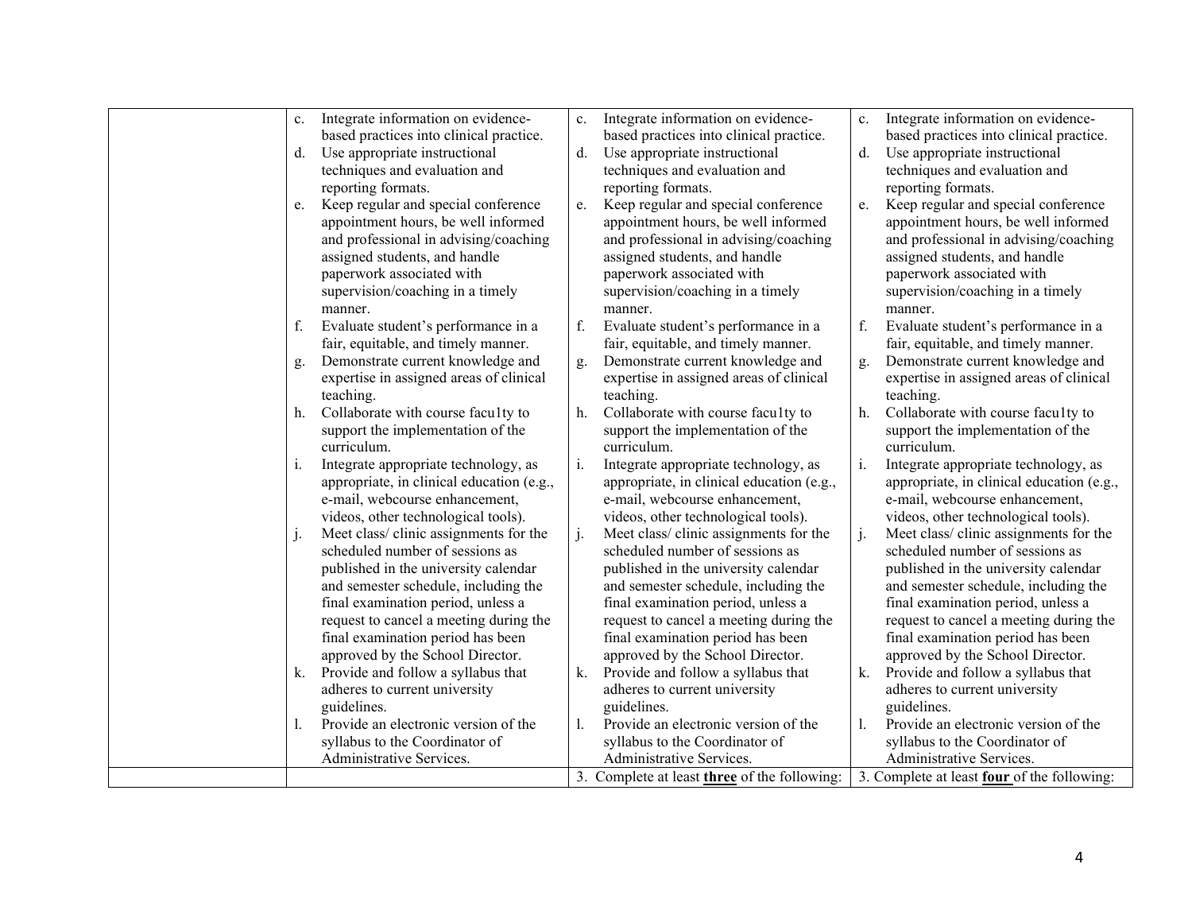| | | | |
|---|---|---|---|
| | c. Integrate information on evidence-based practices into clinical practice.<br>d. Use appropriate instructional techniques and evaluation and reporting formats.<br>e. Keep regular and special conference appointment hours, be well informed and professional in advising/coaching assigned students, and handle paperwork associated with supervision/coaching in a timely manner.<br>f. Evaluate student's performance in a fair, equitable, and timely manner.<br>g. Demonstrate current knowledge and expertise in assigned areas of clinical teaching.<br>h. Collaborate with course facu1ty to support the implementation of the curriculum.<br>i. Integrate appropriate technology, as appropriate, in clinical education (e.g., e-mail, webcourse enhancement, videos, other technological tools).<br>j. Meet class/ clinic assignments for the scheduled number of sessions as published in the university calendar and semester schedule, including the final examination period, unless a request to cancel a meeting during the final examination period has been approved by the School Director.<br>k. Provide and follow a syllabus that adheres to current university guidelines.<br>l. Provide an electronic version of the syllabus to the Coordinator of Administrative Services. | c. Integrate information on evidence-based practices into clinical practice.<br>d. Use appropriate instructional techniques and evaluation and reporting formats.<br>e. Keep regular and special conference appointment hours, be well informed and professional in advising/coaching assigned students, and handle paperwork associated with supervision/coaching in a timely manner.<br>f. Evaluate student's performance in a fair, equitable, and timely manner.<br>g. Demonstrate current knowledge and expertise in assigned areas of clinical teaching.<br>h. Collaborate with course facu1ty to support the implementation of the curriculum.<br>i. Integrate appropriate technology, as appropriate, in clinical education (e.g., e-mail, webcourse enhancement, videos, other technological tools).<br>j. Meet class/ clinic assignments for the scheduled number of sessions as published in the university calendar and semester schedule, including the final examination period, unless a request to cancel a meeting during the final examination period has been approved by the School Director.<br>k. Provide and follow a syllabus that adheres to current university guidelines.<br>l. Provide an electronic version of the syllabus to the Coordinator of Administrative Services. | c. Integrate information on evidence-based practices into clinical practice.<br>d. Use appropriate instructional techniques and evaluation and reporting formats.<br>e. Keep regular and special conference appointment hours, be well informed and professional in advising/coaching assigned students, and handle paperwork associated with supervision/coaching in a timely manner.<br>f. Evaluate student's performance in a fair, equitable, and timely manner.<br>g. Demonstrate current knowledge and expertise in assigned areas of clinical teaching.<br>h. Collaborate with course facu1ty to support the implementation of the curriculum.<br>i. Integrate appropriate technology, as appropriate, in clinical education (e.g., e-mail, webcourse enhancement, videos, other technological tools).<br>j. Meet class/ clinic assignments for the scheduled number of sessions as published in the university calendar and semester schedule, including the final examination period, unless a request to cancel a meeting during the final examination period has been approved by the School Director.<br>k. Provide and follow a syllabus that adheres to current university guidelines.<br>l. Provide an electronic version of the syllabus to the Coordinator of Administrative Services. |
| | | 3. Complete at least **three** of the following: | 3. Complete at least **four** of the following: |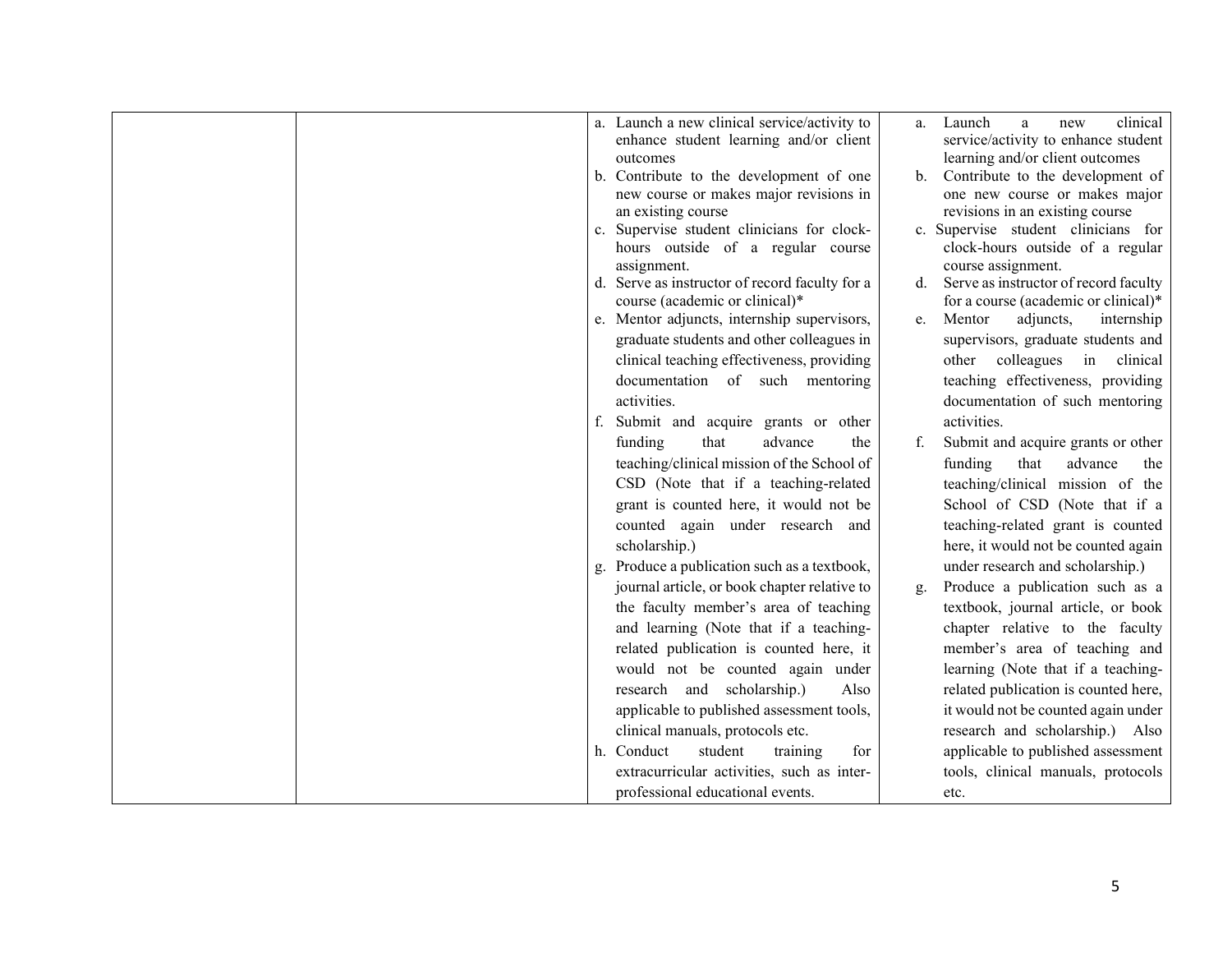| | | | |
|---|---|---|---|
| | | a. Launch a new clinical service/activity to enhance student learning and/or client outcomes<br>b. Contribute to the development of one new course or makes major revisions in an existing course<br>c. Supervise student clinicians for clock-hours outside of a regular course assignment.<br>d. Serve as instructor of record faculty for a course (academic or clinical)*<br>e. Mentor adjuncts, internship supervisors, graduate students and other colleagues in clinical teaching effectiveness, providing documentation of such mentoring activities.<br>f. Submit and acquire grants or other funding that advance the teaching/clinical mission of the School of CSD (Note that if a teaching-related grant is counted here, it would not be counted again under research and scholarship.)<br>g. Produce a publication such as a textbook, journal article, or book chapter relative to the faculty member's area of teaching and learning (Note that if a teaching-related publication is counted here, it would not be counted again under research and scholarship.) Also applicable to published assessment tools, clinical manuals, protocols etc.<br>h. Conduct student training for extracurricular activities, such as inter-professional educational events. | a. Launch a new clinical service/activity to enhance student learning and/or client outcomes<br>b. Contribute to the development of one new course or makes major revisions in an existing course<br>c. Supervise student clinicians for clock-hours outside of a regular course assignment.<br>d. Serve as instructor of record faculty for a course (academic or clinical)*<br>e. Mentor adjuncts, internship supervisors, graduate students and other colleagues in clinical teaching effectiveness, providing documentation of such mentoring activities.<br>f. Submit and acquire grants or other funding that advance the teaching/clinical mission of the School of CSD (Note that if a teaching-related grant is counted here, it would not be counted again under research and scholarship.)<br>g. Produce a publication such as a textbook, journal article, or book chapter relative to the faculty member's area of teaching and learning (Note that if a teaching-related publication is counted here, it would not be counted again under research and scholarship.) Also applicable to published assessment tools, clinical manuals, protocols etc. |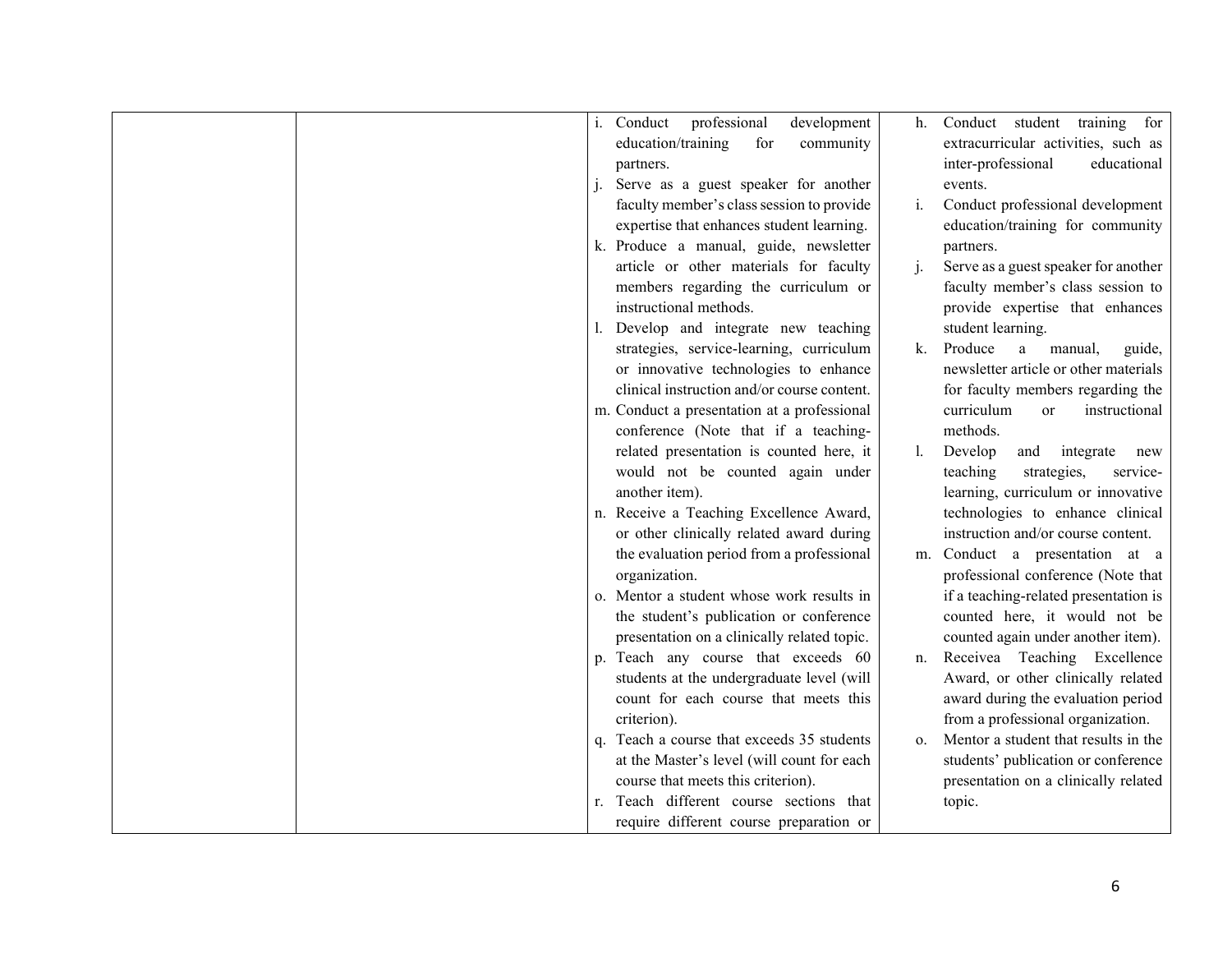|  |  |  |  |
|---|---|---|---|
|  |  | i. Conduct professional development education/training for community partners.<br>j. Serve as a guest speaker for another faculty member's class session to provide expertise that enhances student learning.<br>k. Produce a manual, guide, newsletter article or other materials for faculty members regarding the curriculum or instructional methods.<br>l. Develop and integrate new teaching strategies, service-learning, curriculum or innovative technologies to enhance clinical instruction and/or course content.<br>m. Conduct a presentation at a professional conference (Note that if a teaching-related presentation is counted here, it would not be counted again under another item).<br>n. Receive a Teaching Excellence Award, or other clinically related award during the evaluation period from a professional organization.<br>o. Mentor a student whose work results in the student's publication or conference presentation on a clinically related topic.<br>p. Teach any course that exceeds 60 students at the undergraduate level (will count for each course that meets this criterion).<br>q. Teach a course that exceeds 35 students at the Master's level (will count for each course that meets this criterion).<br>r. Teach different course sections that require different course preparation or | h. Conduct student training for extracurricular activities, such as inter-professional educational events.<br>i. Conduct professional development education/training for community partners.<br>j. Serve as a guest speaker for another faculty member's class session to provide expertise that enhances student learning.<br>k. Produce a manual, guide, newsletter article or other materials for faculty members regarding the curriculum or instructional methods.<br>l. Develop and integrate new teaching strategies, service-learning, curriculum or innovative technologies to enhance clinical instruction and/or course content.<br>m. Conduct a presentation at a professional conference (Note that if a teaching-related presentation is counted here, it would not be counted again under another item).<br>n. Receivea Teaching Excellence Award, or other clinically related award during the evaluation period from a professional organization.<br>o. Mentor a student that results in the students' publication or conference presentation on a clinically related topic. |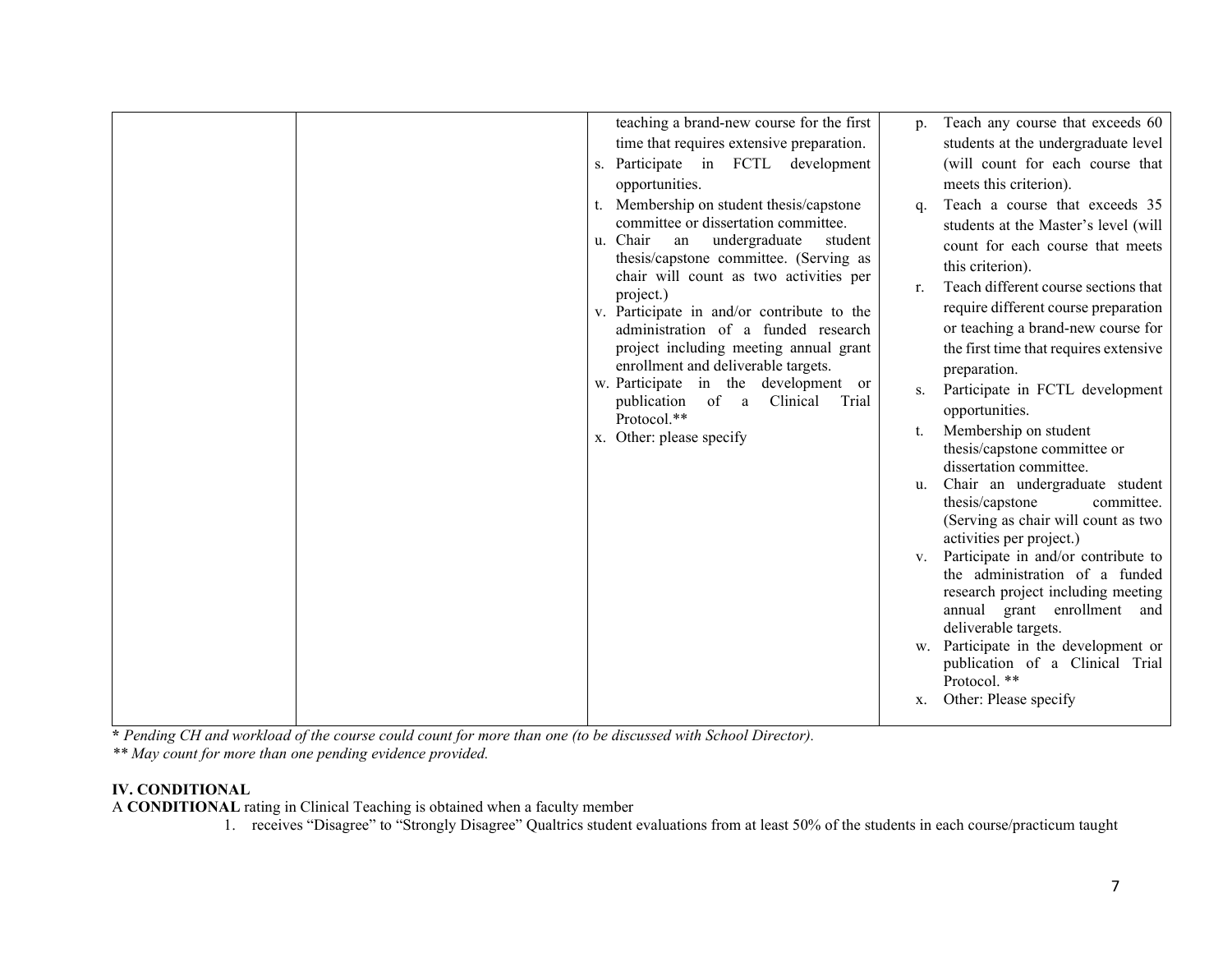| | | | |
|---|---|---|---|
| | | teaching a brand-new course for the first time that requires extensive preparation.<br>s. Participate in FCTL development opportunities.<br>t. Membership on student thesis/capstone committee or dissertation committee.<br>u. Chair an undergraduate student thesis/capstone committee. (Serving as chair will count as two activities per project.)<br>v. Participate in and/or contribute to the administration of a funded research project including meeting annual grant enrollment and deliverable targets.<br>w. Participate in the development or publication of a Clinical Trial Protocol.**<br>x. Other: please specify | p. Teach any course that exceeds 60 students at the undergraduate level (will count for each course that meets this criterion).<br>q. Teach a course that exceeds 35 students at the Master's level (will count for each course that meets this criterion).<br>r. Teach different course sections that require different course preparation or teaching a brand-new course for the first time that requires extensive preparation.<br>s. Participate in FCTL development opportunities.<br>t. Membership on student thesis/capstone committee or dissertation committee.<br>u. Chair an undergraduate student thesis/capstone committee. (Serving as chair will count as two activities per project.)<br>v. Participate in and/or contribute to the administration of a funded research project including meeting annual grant enrollment and deliverable targets.<br>w. Participate in the development or publication of a Clinical Trial Protocol. **<br>x. Other: Please specify |

*\* Pending CH and workload of the course could count for more than one (to be discussed with School Director).*
*\*\* May count for more than one pending evidence provided.*

**IV. CONDITIONAL**

A **CONDITIONAL** rating in Clinical Teaching is obtained when a faculty member

1. receives "Disagree" to "Strongly Disagree" Qualtrics student evaluations from at least 50% of the students in each course/practicum taught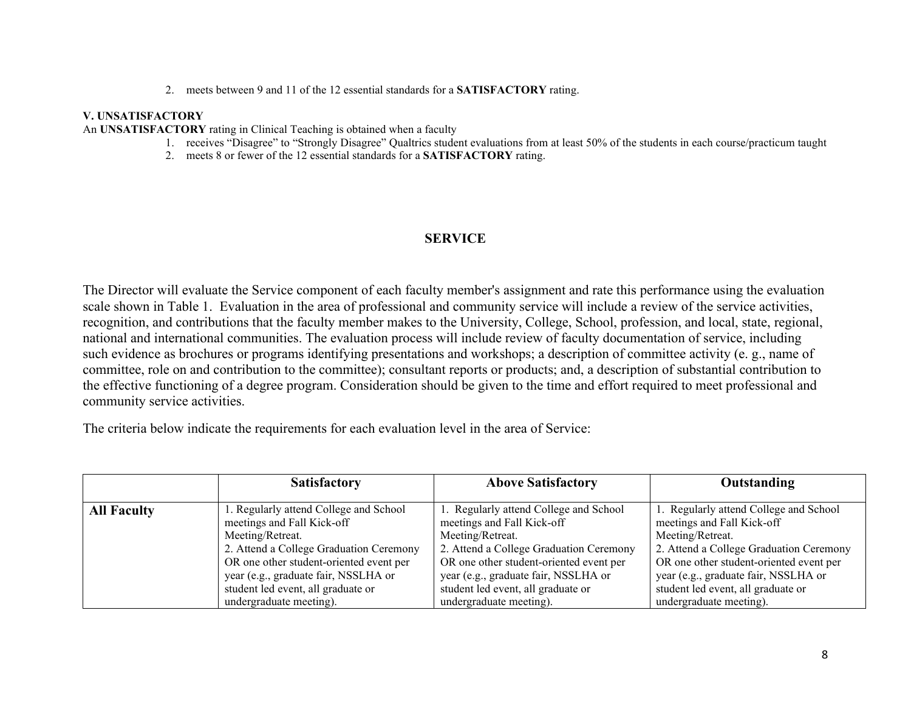2. meets between 9 and 11 of the 12 essential standards for a **SATISFACTORY** rating.

**V. UNSATISFACTORY**

An **UNSATISFACTORY** rating in Clinical Teaching is obtained when a faculty

1. receives "Disagree" to "Strongly Disagree" Qualtrics student evaluations from at least 50% of the students in each course/practicum taught
2. meets 8 or fewer of the 12 essential standards for a **SATISFACTORY** rating.

## SERVICE

The Director will evaluate the Service component of each faculty member's assignment and rate this performance using the evaluation scale shown in Table 1. Evaluation in the area of professional and community service will include a review of the service activities, recognition, and contributions that the faculty member makes to the University, College, School, profession, and local, state, regional, national and international communities. The evaluation process will include review of faculty documentation of service, including such evidence as brochures or programs identifying presentations and workshops; a description of committee activity (e. g., name of committee, role on and contribution to the committee); consultant reports or products; and, a description of substantial contribution to the effective functioning of a degree program. Consideration should be given to the time and effort required to meet professional and community service activities.

The criteria below indicate the requirements for each evaluation level in the area of Service:

| | Satisfactory | Above Satisfactory | Outstanding |
|---|---|---|---|
| **All Faculty** | 1. Regularly attend College and School meetings and Fall Kick-off Meeting/Retreat.<br>2. Attend a College Graduation Ceremony OR one other student-oriented event per year (e.g., graduate fair, NSSLHA or student led event, all graduate or undergraduate meeting). | 1. Regularly attend College and School meetings and Fall Kick-off Meeting/Retreat.<br>2. Attend a College Graduation Ceremony OR one other student-oriented event per year (e.g., graduate fair, NSSLHA or student led event, all graduate or undergraduate meeting). | 1. Regularly attend College and School meetings and Fall Kick-off Meeting/Retreat.<br>2. Attend a College Graduation Ceremony OR one other student-oriented event per year (e.g., graduate fair, NSSLHA or student led event, all graduate or undergraduate meeting). |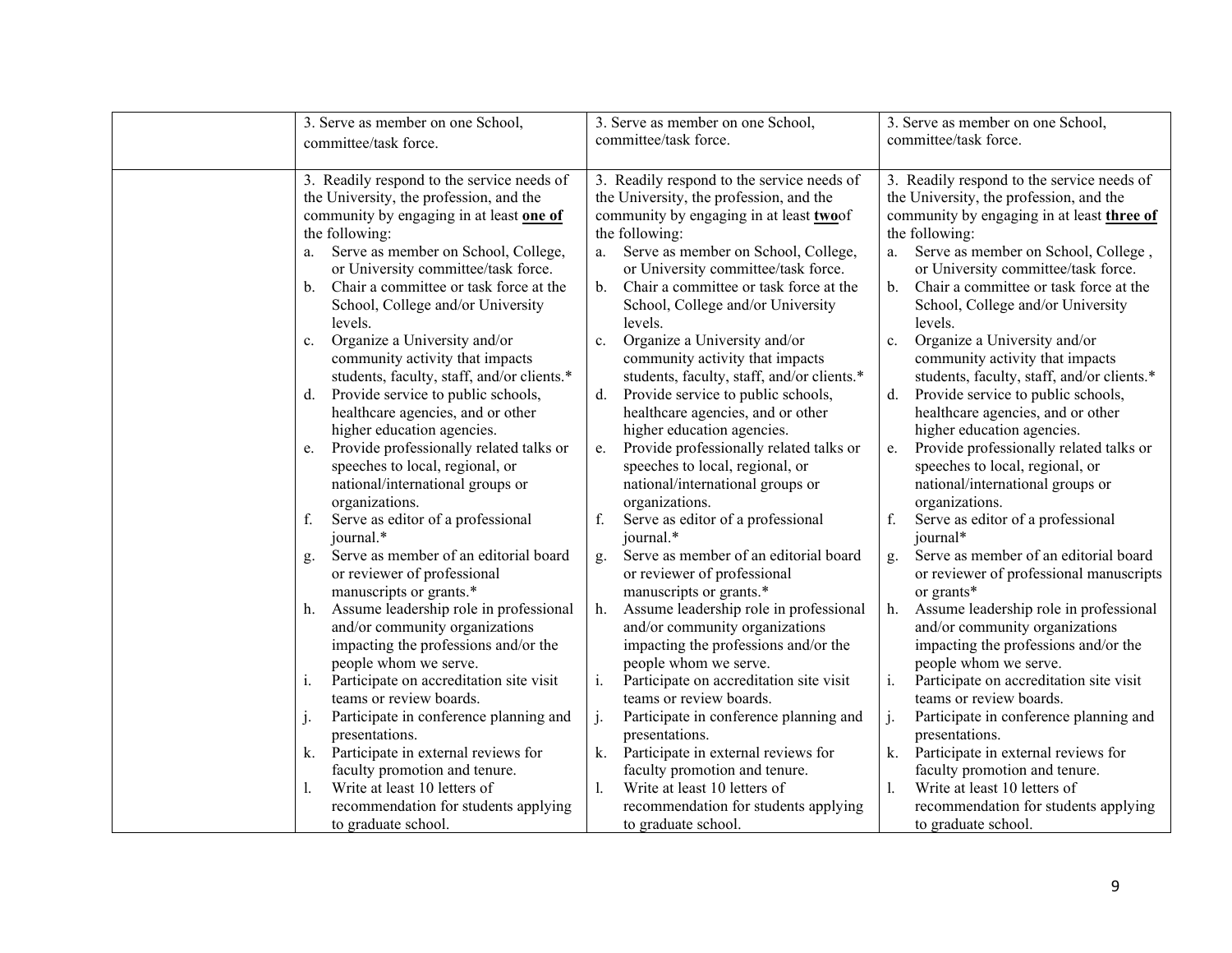| | | | |
|---|---|---|---|
| | 3. Serve as member on one School, committee/task force. | 3. Serve as member on one School, committee/task force. | 3. Serve as member on one School, committee/task force. |
| | 3. Readily respond to the service needs of the University, the profession, and the community by engaging in at least **<u>one of</u>** the following:<br>a. Serve as member on School, College, or University committee/task force.<br>b. Chair a committee or task force at the School, College and/or University levels.<br>c. Organize a University and/or community activity that impacts students, faculty, staff, and/or clients.*<br>d. Provide service to public schools, healthcare agencies, and or other higher education agencies.<br>e. Provide professionally related talks or speeches to local, regional, or national/international groups or organizations.<br>f. Serve as editor of a professional journal.*<br>g. Serve as member of an editorial board or reviewer of professional manuscripts or grants.*<br>h. Assume leadership role in professional and/or community organizations impacting the professions and/or the people whom we serve.<br>i. Participate on accreditation site visit teams or review boards.<br>j. Participate in conference planning and presentations.<br>k. Participate in external reviews for faculty promotion and tenure.<br>l. Write at least 10 letters of recommendation for students applying to graduate school. | 3. Readily respond to the service needs of the University, the profession, and the community by engaging in at least **<u>two</u>**of the following:<br>a. Serve as member on School, College, or University committee/task force.<br>b. Chair a committee or task force at the School, College and/or University levels.<br>c. Organize a University and/or community activity that impacts students, faculty, staff, and/or clients.*<br>d. Provide service to public schools, healthcare agencies, and or other higher education agencies.<br>e. Provide professionally related talks or speeches to local, regional, or national/international groups or organizations.<br>f. Serve as editor of a professional journal.*<br>g. Serve as member of an editorial board or reviewer of professional manuscripts or grants.*<br>h. Assume leadership role in professional and/or community organizations impacting the professions and/or the people whom we serve.<br>i. Participate on accreditation site visit teams or review boards.<br>j. Participate in conference planning and presentations.<br>k. Participate in external reviews for faculty promotion and tenure.<br>l. Write at least 10 letters of recommendation for students applying to graduate school. | 3. Readily respond to the service needs of the University, the profession, and the community by engaging in at least **<u>three of</u>** the following:<br>a. Serve as member on School, College , or University committee/task force.<br>b. Chair a committee or task force at the School, College and/or University levels.<br>c. Organize a University and/or community activity that impacts students, faculty, staff, and/or clients.*<br>d. Provide service to public schools, healthcare agencies, and or other higher education agencies.<br>e. Provide professionally related talks or speeches to local, regional, or national/international groups or organizations.<br>f. Serve as editor of a professional journal*<br>g. Serve as member of an editorial board or reviewer of professional manuscripts or grants*<br>h. Assume leadership role in professional and/or community organizations impacting the professions and/or the people whom we serve.<br>i. Participate on accreditation site visit teams or review boards.<br>j. Participate in conference planning and presentations.<br>k. Participate in external reviews for faculty promotion and tenure.<br>l. Write at least 10 letters of recommendation for students applying to graduate school. |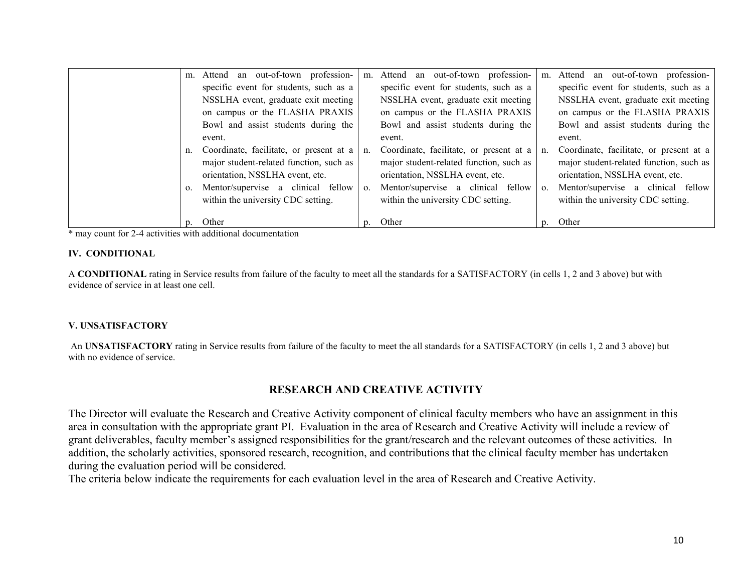| | | | |
|---|---|---|---|
| | m. Attend an out-of-town profession-specific event for students, such as a NSSLHA event, graduate exit meeting on campus or the FLASHA PRAXIS Bowl and assist students during the event.<br>n. Coordinate, facilitate, or present at a major student-related function, such as orientation, NSSLHA event, etc.<br>o. Mentor/supervise a clinical fellow within the university CDC setting.<br>p. Other | m. Attend an out-of-town profession-specific event for students, such as a NSSLHA event, graduate exit meeting on campus or the FLASHA PRAXIS Bowl and assist students during the event.<br>n. Coordinate, facilitate, or present at a major student-related function, such as orientation, NSSLHA event, etc.<br>o. Mentor/supervise a clinical fellow within the university CDC setting.<br>p. Other | m. Attend an out-of-town profession-specific event for students, such as a NSSLHA event, graduate exit meeting on campus or the FLASHA PRAXIS Bowl and assist students during the event.<br>n. Coordinate, facilitate, or present at a major student-related function, such as orientation, NSSLHA event, etc.<br>o. Mentor/supervise a clinical fellow within the university CDC setting.<br>p. Other |

* may count for 2-4 activities with additional documentation

**IV. CONDITIONAL**

A **CONDITIONAL** rating in Service results from failure of the faculty to meet all the standards for a SATISFACTORY (in cells 1, 2 and 3 above) but with evidence of service in at least one cell.

**V. UNSATISFACTORY**

An **UNSATISFACTORY** rating in Service results from failure of the faculty to meet the all standards for a SATISFACTORY (in cells 1, 2 and 3 above) but with no evidence of service.

## RESEARCH AND CREATIVE ACTIVITY

The Director will evaluate the Research and Creative Activity component of clinical faculty members who have an assignment in this area in consultation with the appropriate grant PI. Evaluation in the area of Research and Creative Activity will include a review of grant deliverables, faculty member's assigned responsibilities for the grant/research and the relevant outcomes of these activities. In addition, the scholarly activities, sponsored research, recognition, and contributions that the clinical faculty member has undertaken during the evaluation period will be considered.

The criteria below indicate the requirements for each evaluation level in the area of Research and Creative Activity.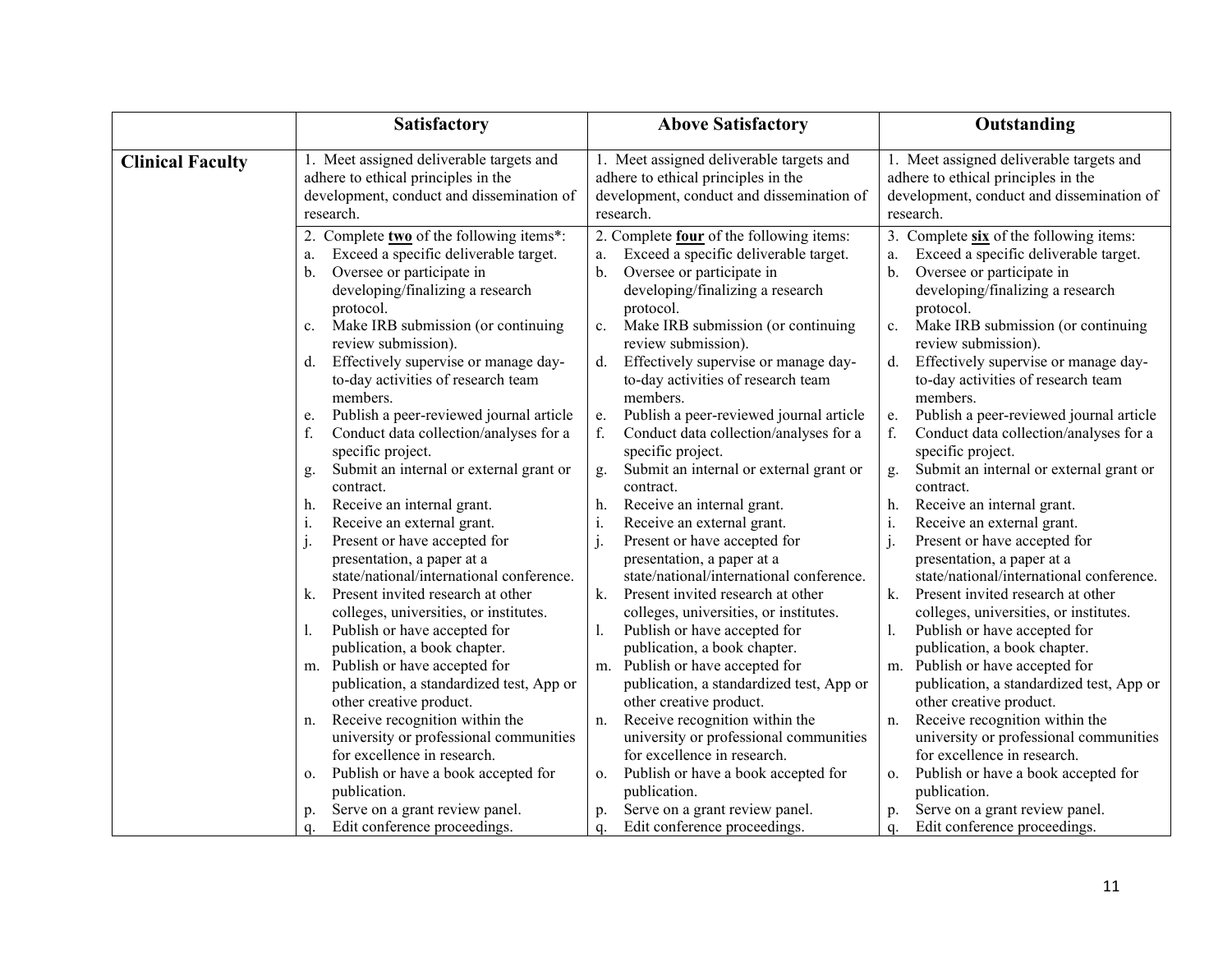| | **Satisfactory** | **Above Satisfactory** | **Outstanding** |
|---|---|---|---|
| **Clinical Faculty** | 1. Meet assigned deliverable targets and adhere to ethical principles in the development, conduct and dissemination of research. | 1. Meet assigned deliverable targets and adhere to ethical principles in the development, conduct and dissemination of research. | 1. Meet assigned deliverable targets and adhere to ethical principles in the development, conduct and dissemination of research. |
| | 2. Complete **two** of the following items*:<br>a. Exceed a specific deliverable target.<br>b. Oversee or participate in developing/finalizing a research protocol.<br>c. Make IRB submission (or continuing review submission).<br>d. Effectively supervise or manage day-to-day activities of research team members.<br>e. Publish a peer-reviewed journal article<br>f. Conduct data collection/analyses for a specific project.<br>g. Submit an internal or external grant or contract.<br>h. Receive an internal grant.<br>i. Receive an external grant.<br>j. Present or have accepted for presentation, a paper at a state/national/international conference.<br>k. Present invited research at other colleges, universities, or institutes.<br>l. Publish or have accepted for publication, a book chapter.<br>m. Publish or have accepted for publication, a standardized test, App or other creative product.<br>n. Receive recognition within the university or professional communities for excellence in research.<br>o. Publish or have a book accepted for publication.<br>p. Serve on a grant review panel.<br>q. Edit conference proceedings. | 2. Complete **four** of the following items:<br>a. Exceed a specific deliverable target.<br>b. Oversee or participate in developing/finalizing a research protocol.<br>c. Make IRB submission (or continuing review submission).<br>d. Effectively supervise or manage day-to-day activities of research team members.<br>e. Publish a peer-reviewed journal article<br>f. Conduct data collection/analyses for a specific project.<br>g. Submit an internal or external grant or contract.<br>h. Receive an internal grant.<br>i. Receive an external grant.<br>j. Present or have accepted for presentation, a paper at a state/national/international conference.<br>k. Present invited research at other colleges, universities, or institutes.<br>l. Publish or have accepted for publication, a book chapter.<br>m. Publish or have accepted for publication, a standardized test, App or other creative product.<br>n. Receive recognition within the university or professional communities for excellence in research.<br>o. Publish or have a book accepted for publication.<br>p. Serve on a grant review panel.<br>q. Edit conference proceedings. | 3. Complete **six** of the following items:<br>a. Exceed a specific deliverable target.<br>b. Oversee or participate in developing/finalizing a research protocol.<br>c. Make IRB submission (or continuing review submission).<br>d. Effectively supervise or manage day-to-day activities of research team members.<br>e. Publish a peer-reviewed journal article<br>f. Conduct data collection/analyses for a specific project.<br>g. Submit an internal or external grant or contract.<br>h. Receive an internal grant.<br>i. Receive an external grant.<br>j. Present or have accepted for presentation, a paper at a state/national/international conference.<br>k. Present invited research at other colleges, universities, or institutes.<br>l. Publish or have accepted for publication, a book chapter.<br>m. Publish or have accepted for publication, a standardized test, App or other creative product.<br>n. Receive recognition within the university or professional communities for excellence in research.<br>o. Publish or have a book accepted for publication.<br>p. Serve on a grant review panel.<br>q. Edit conference proceedings. |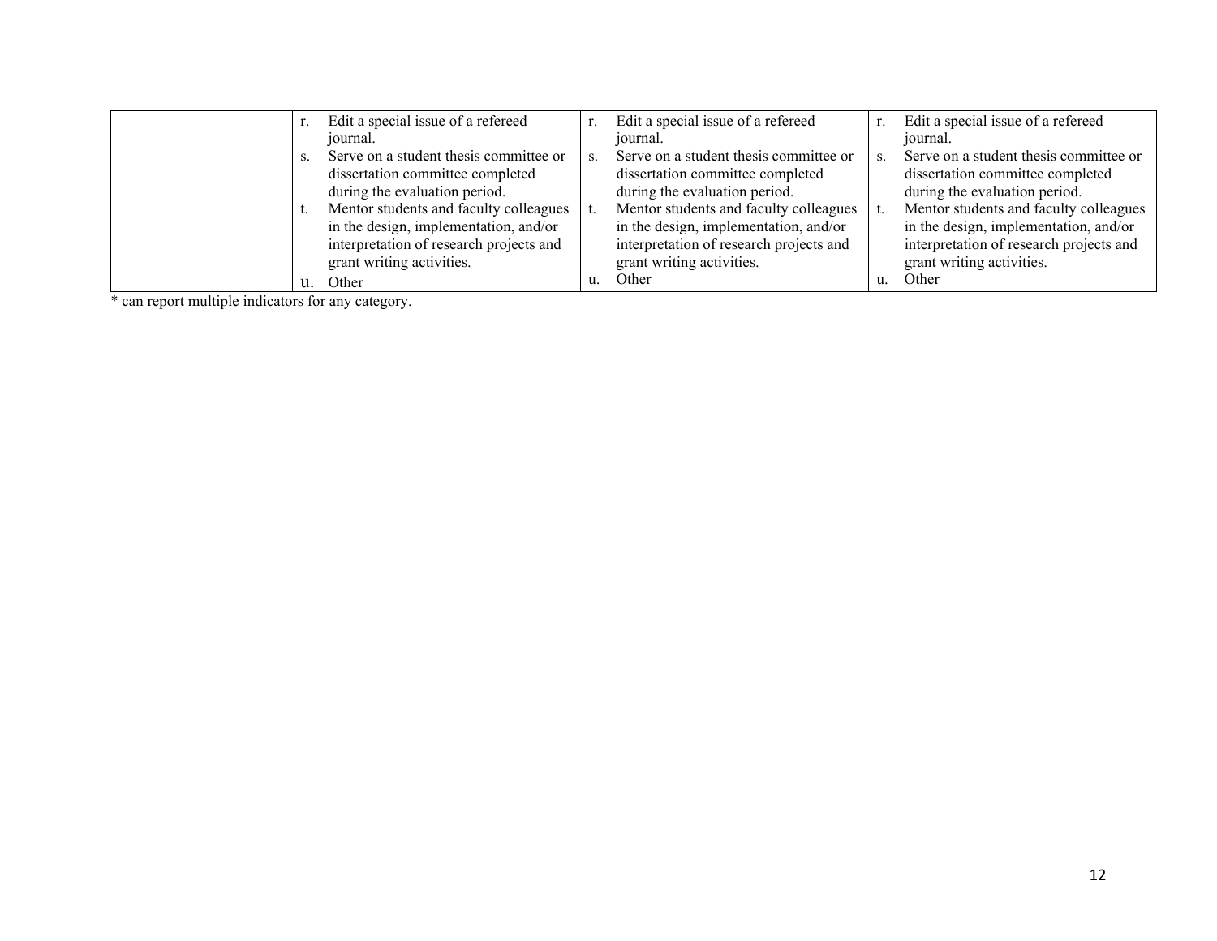| | | | |
|---|---|---|---|
| | r. Edit a special issue of a refereed journal.<br>s. Serve on a student thesis committee or dissertation committee completed during the evaluation period.<br>t. Mentor students and faculty colleagues in the design, implementation, and/or interpretation of research projects and grant writing activities.<br>u. Other | r. Edit a special issue of a refereed journal.<br>s. Serve on a student thesis committee or dissertation committee completed during the evaluation period.<br>t. Mentor students and faculty colleagues in the design, implementation, and/or interpretation of research projects and grant writing activities.<br>u. Other | r. Edit a special issue of a refereed journal.<br>s. Serve on a student thesis committee or dissertation committee completed during the evaluation period.<br>t. Mentor students and faculty colleagues in the design, implementation, and/or interpretation of research projects and grant writing activities.<br>u. Other |

* can report multiple indicators for any category.